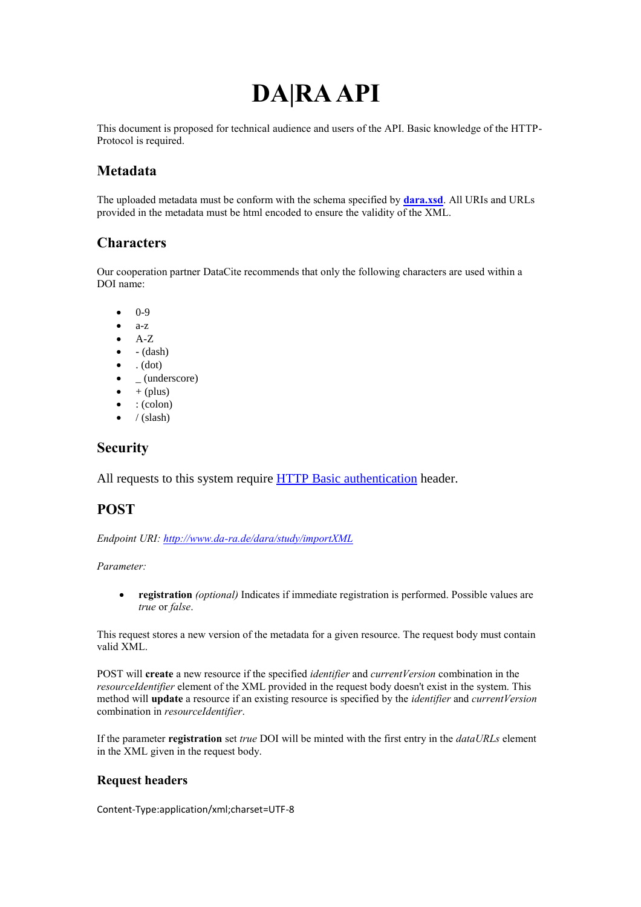# DA|RA API

This document is proposed for technical audience and users of the API. Basic knowledge of the HTTP-Protocol is required.

## Metadata

The uploaded metadata must be conform with the schema specified by **dara.xsd**. All URIs and URLs provided in the metadata must be html encoded to ensure the validity of the XML.

## Characters

Our cooperation partner DataCite recommends that only the following characters are used within a DOI name:

- 0-9
- a-z
- A-Z
- - (dash)
- . (dot)
- _ (underscore)
- + (plus)
- : (colon)
- / (slash)

## Security

All requests to this system require HTTP Basic authentication header.

## POST

*Endpoint URI: http://www.da-ra.de/dara/study/importXML*

*Parameter:*

- **registration** *(optional)* Indicates if immediate registration is performed. Possible values are *true* or *false*.

This request stores a new version of the metadata for a given resource. The request body must contain valid XML.

POST will **create** a new resource if the specified *identifier* and *currentVersion* combination in the *resourceIdentifier* element of the XML provided in the request body doesn't exist in the system. This method will **update** a resource if an existing resource is specified by the *identifier* and *currentVersion* combination in *resourceIdentifier*.

If the parameter **registration** set *true* DOI will be minted with the first entry in the *dataURLs* element in the XML given in the request body.

### Request headers

Content-Type:application/xml;charset=UTF-8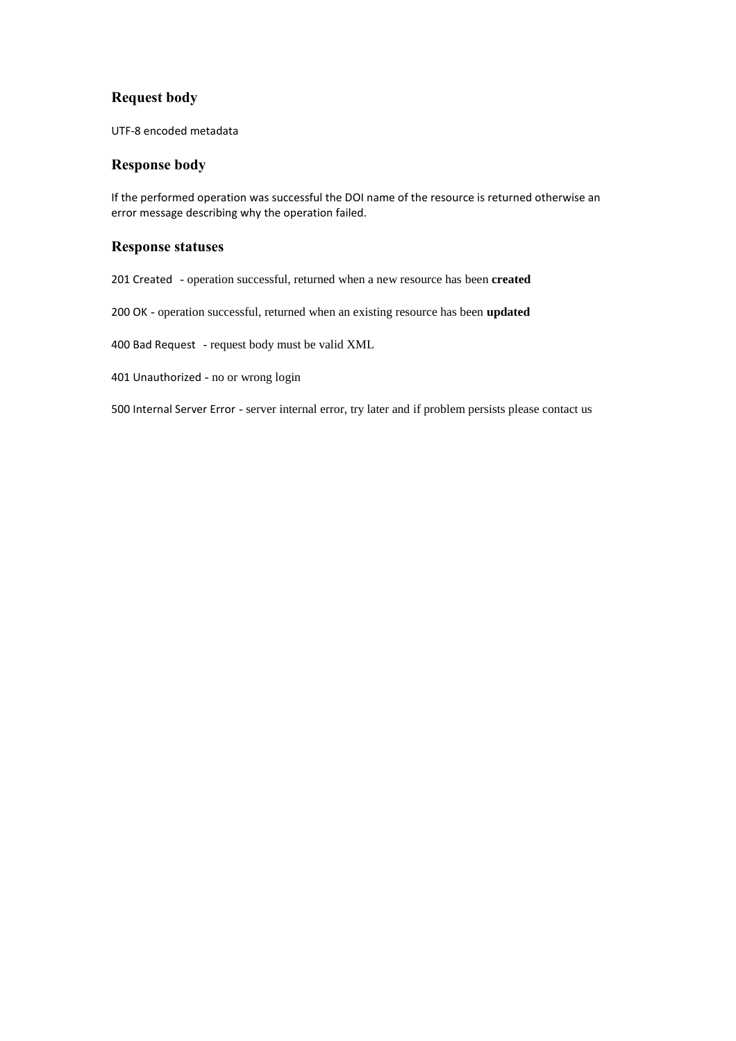### Request body

UTF-8 encoded metadata

### Response body

If the performed operation was successful the DOI name of the resource is returned otherwise an error message describing why the operation failed.

### Response statuses

201 Created - operation successful, returned when a new resource has been **created**

200 OK - operation successful, returned when an existing resource has been **updated**

400 Bad Request - request body must be valid XML

401 Unauthorized - no or wrong login

500 Internal Server Error - server internal error, try later and if problem persists please contact us